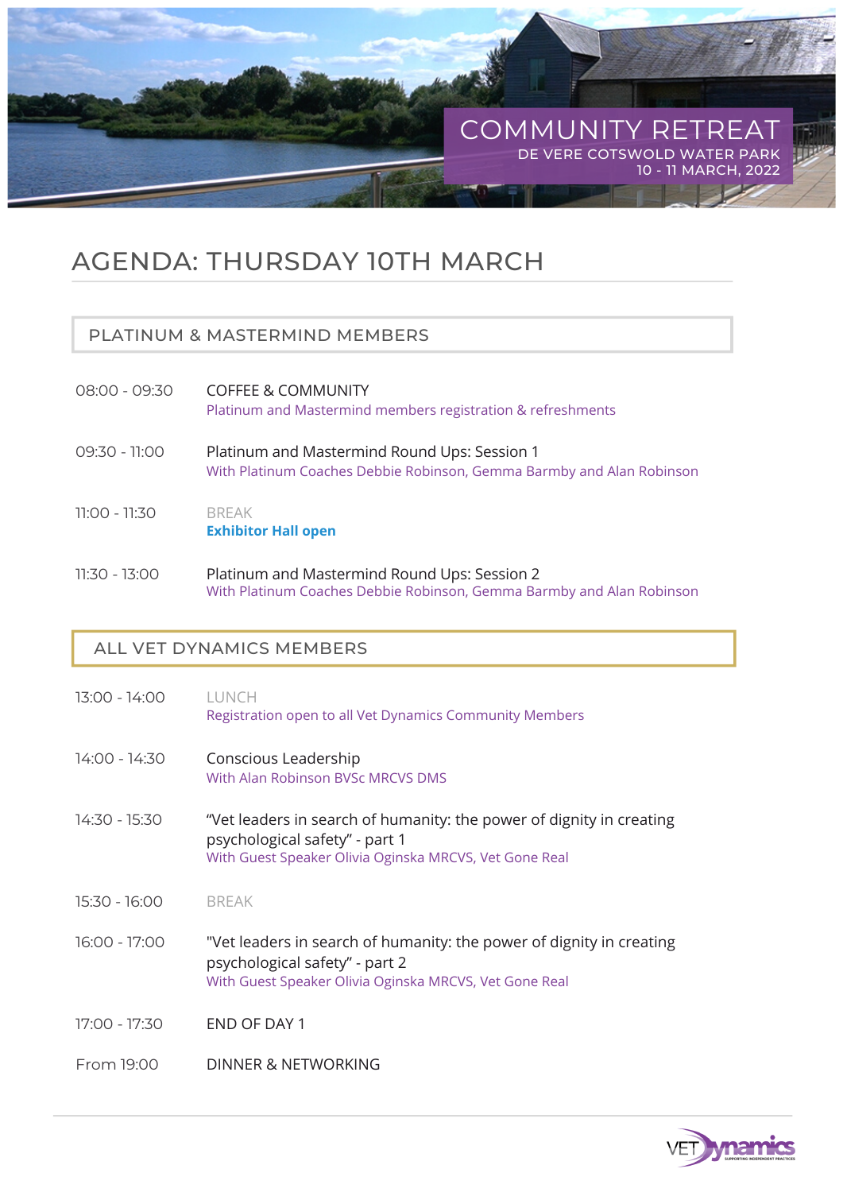# COMMUNITY RETREAT

DE VERE COTSWOLD WATER PARK
10 - 11 MARCH, 2022

## AGENDA: THURSDAY 10TH MARCH

### PLATINUM & MASTERMIND MEMBERS

| | |
|---|---|
| 08:00 - 09:30 | COFFEE & COMMUNITY<br>Platinum and Mastermind members registration & refreshments |
| 09:30 - 11:00 | Platinum and Mastermind Round Ups: Session 1<br>With Platinum Coaches Debbie Robinson, Gemma Barmby and Alan Robinson |
| 11:00 - 11:30 | BREAK<br>**Exhibitor Hall open** |
| 11:30 - 13:00 | Platinum and Mastermind Round Ups: Session 2<br>With Platinum Coaches Debbie Robinson, Gemma Barmby and Alan Robinson |

### ALL VET DYNAMICS MEMBERS

| | |
|---|---|
| 13:00 - 14:00 | LUNCH<br>Registration open to all Vet Dynamics Community Members |
| 14:00 - 14:30 | Conscious Leadership<br>With Alan Robinson BVSc MRCVS DMS |
| 14:30 - 15:30 | “Vet leaders in search of humanity: the power of dignity in creating psychological safety” - part 1<br>With Guest Speaker Olivia Oginska MRCVS, Vet Gone Real |
| 15:30 - 16:00 | BREAK |
| 16:00 - 17:00 | "Vet leaders in search of humanity: the power of dignity in creating psychological safety” - part 2<br>With Guest Speaker Olivia Oginska MRCVS, Vet Gone Real |
| 17:00 - 17:30 | END OF DAY 1 |
| From 19:00 | DINNER & NETWORKING |

VET Dynamics
SUPPORTING INDEPENDENT PRACTICES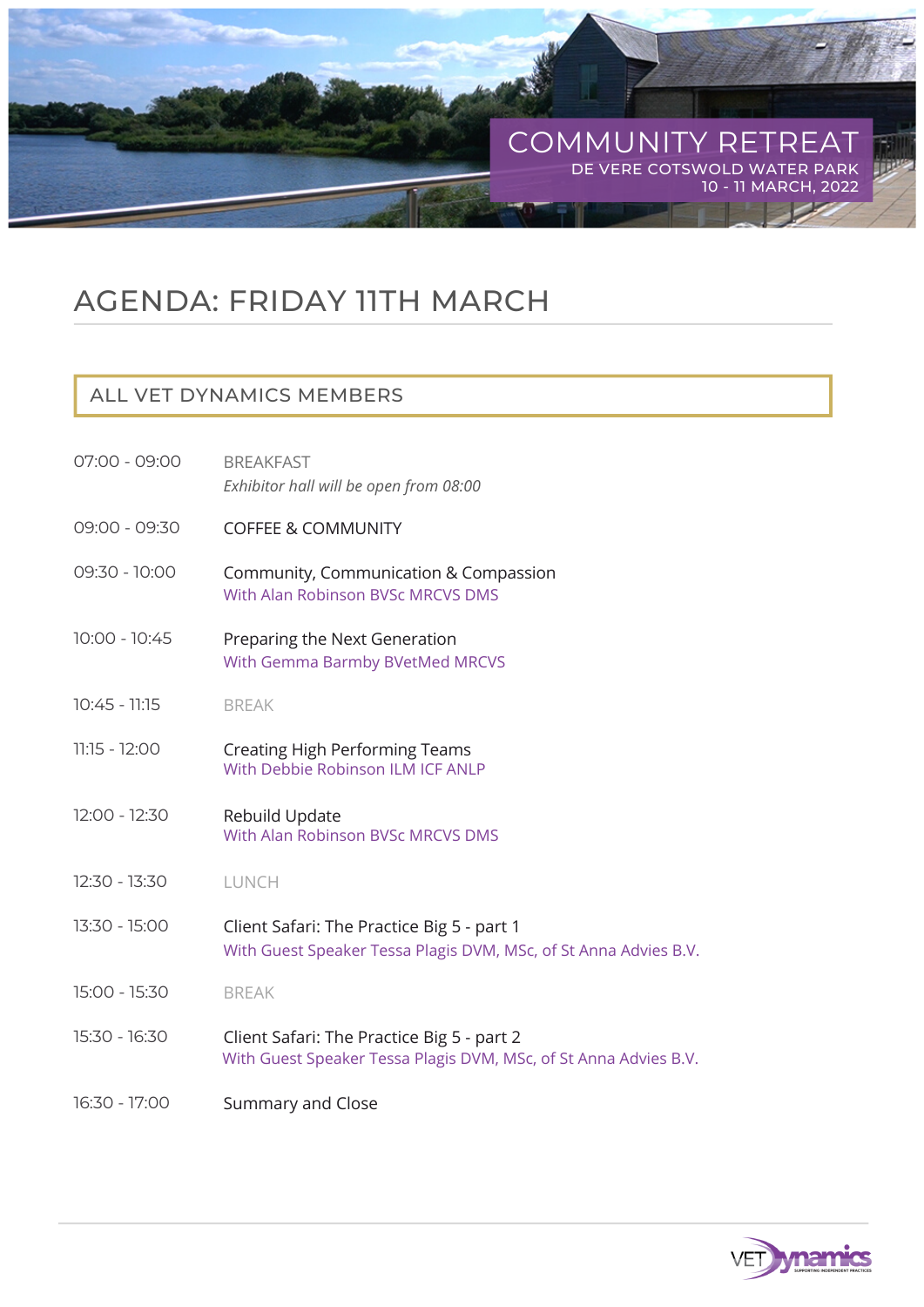COMMUNITY RETREAT
DE VERE COTSWOLD WATER PARK
10 - 11 MARCH, 2022

# AGENDA: FRIDAY 11TH MARCH

## ALL VET DYNAMICS MEMBERS

| | |
|---|---|
| 07:00 - 09:00 | BREAKFAST<br>*Exhibitor hall will be open from 08:00* |
| 09:00 - 09:30 | COFFEE & COMMUNITY |
| 09:30 - 10:00 | Community, Communication & Compassion<br>With Alan Robinson BVSc MRCVS DMS |
| 10:00 - 10:45 | Preparing the Next Generation<br>With Gemma Barmby BVetMed MRCVS |
| 10:45 - 11:15 | BREAK |
| 11:15 - 12:00 | Creating High Performing Teams<br>With Debbie Robinson ILM ICF ANLP |
| 12:00 - 12:30 | Rebuild Update<br>With Alan Robinson BVSc MRCVS DMS |
| 12:30 - 13:30 | LUNCH |
| 13:30 - 15:00 | Client Safari: The Practice Big 5 - part 1<br>With Guest Speaker Tessa Plagis DVM, MSc, of St Anna Advies B.V. |
| 15:00 - 15:30 | BREAK |
| 15:30 - 16:30 | Client Safari: The Practice Big 5 - part 2<br>With Guest Speaker Tessa Plagis DVM, MSc, of St Anna Advies B.V. |
| 16:30 - 17:00 | Summary and Close |